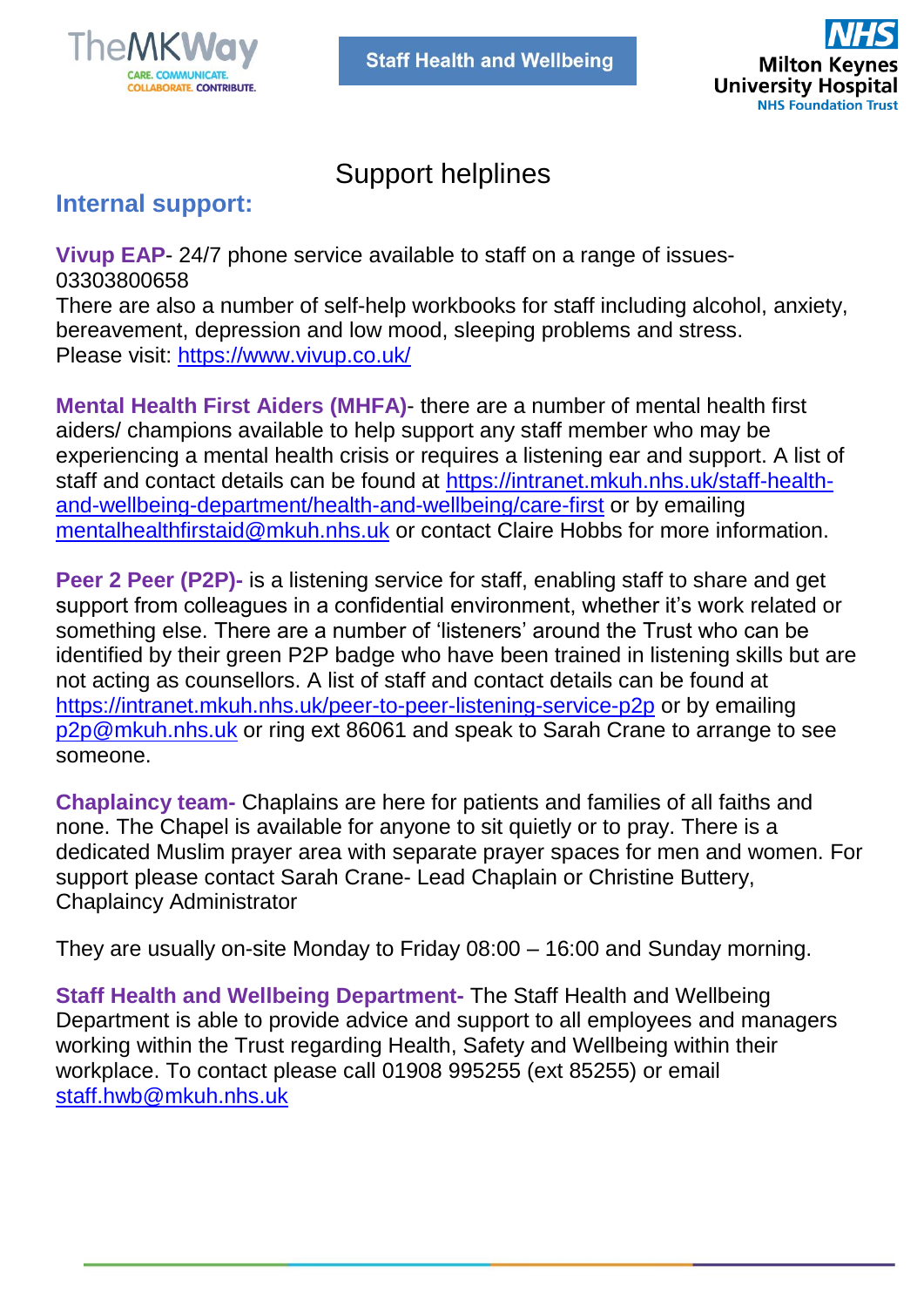# Support helplines

## Internal support:

**Vivup EAP**- 24/7 phone service available to staff on a range of issues- 03303800658
There are also a number of self-help workbooks for staff including alcohol, anxiety, bereavement, depression and low mood, sleeping problems and stress.
Please visit: https://www.vivup.co.uk/

**Mental Health First Aiders (MHFA)**- there are a number of mental health first aiders/ champions available to help support any staff member who may be experiencing a mental health crisis or requires a listening ear and support. A list of staff and contact details can be found at https://intranet.mkuh.nhs.uk/staff-health-and-wellbeing-department/health-and-wellbeing/care-first or by emailing mentalhealthfirstaid@mkuh.nhs.uk or contact Claire Hobbs for more information.

**Peer 2 Peer (P2P)-** is a listening service for staff, enabling staff to share and get support from colleagues in a confidential environment, whether it's work related or something else. There are a number of 'listeners' around the Trust who can be identified by their green P2P badge who have been trained in listening skills but are not acting as counsellors. A list of staff and contact details can be found at https://intranet.mkuh.nhs.uk/peer-to-peer-listening-service-p2p or by emailing p2p@mkuh.nhs.uk or ring ext 86061 and speak to Sarah Crane to arrange to see someone.

**Chaplaincy team-** Chaplains are here for patients and families of all faiths and none. The Chapel is available for anyone to sit quietly or to pray. There is a dedicated Muslim prayer area with separate prayer spaces for men and women. For support please contact Sarah Crane- Lead Chaplain or Christine Buttery, Chaplaincy Administrator

They are usually on-site Monday to Friday 08:00 – 16:00 and Sunday morning.

**Staff Health and Wellbeing Department-** The Staff Health and Wellbeing Department is able to provide advice and support to all employees and managers working within the Trust regarding Health, Safety and Wellbeing within their workplace. To contact please call 01908 995255 (ext 85255) or email staff.hwb@mkuh.nhs.uk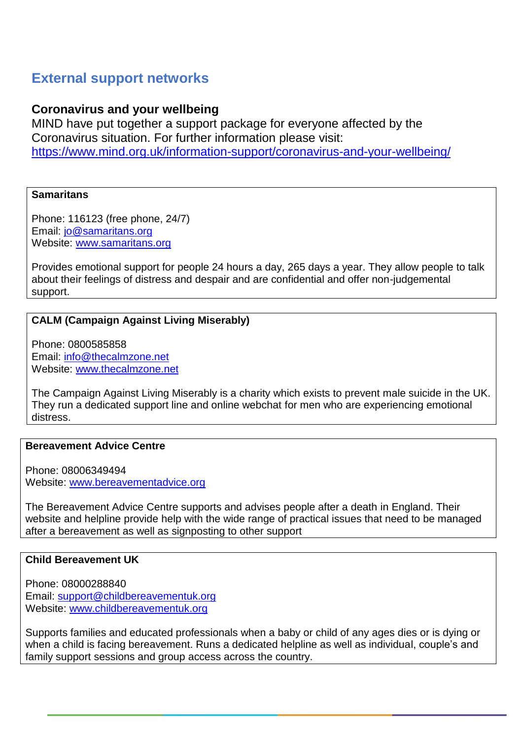## External support networks

### Coronavirus and your wellbeing

MIND have put together a support package for everyone affected by the Coronavirus situation. For further information please visit: https://www.mind.org.uk/information-support/coronavirus-and-your-wellbeing/

**Samaritans**

Phone: 116123 (free phone, 24/7)
Email: jo@samaritans.org
Website: www.samaritans.org

Provides emotional support for people 24 hours a day, 265 days a year. They allow people to talk about their feelings of distress and despair and are confidential and offer non-judgemental support.

**CALM (Campaign Against Living Miserably)**

Phone: 0800585858
Email: info@thecalmzone.net
Website: www.thecalmzone.net

The Campaign Against Living Miserably is a charity which exists to prevent male suicide in the UK. They run a dedicated support line and online webchat for men who are experiencing emotional distress.

**Bereavement Advice Centre**

Phone: 08006349494
Website: www.bereavementadvice.org

The Bereavement Advice Centre supports and advises people after a death in England. Their website and helpline provide help with the wide range of practical issues that need to be managed after a bereavement as well as signposting to other support

**Child Bereavement UK**

Phone: 08000288840
Email: support@childbereavementuk.org
Website: www.childbereavementuk.org

Supports families and educated professionals when a baby or child of any ages dies or is dying or when a child is facing bereavement. Runs a dedicated helpline as well as individual, couple's and family support sessions and group access across the country.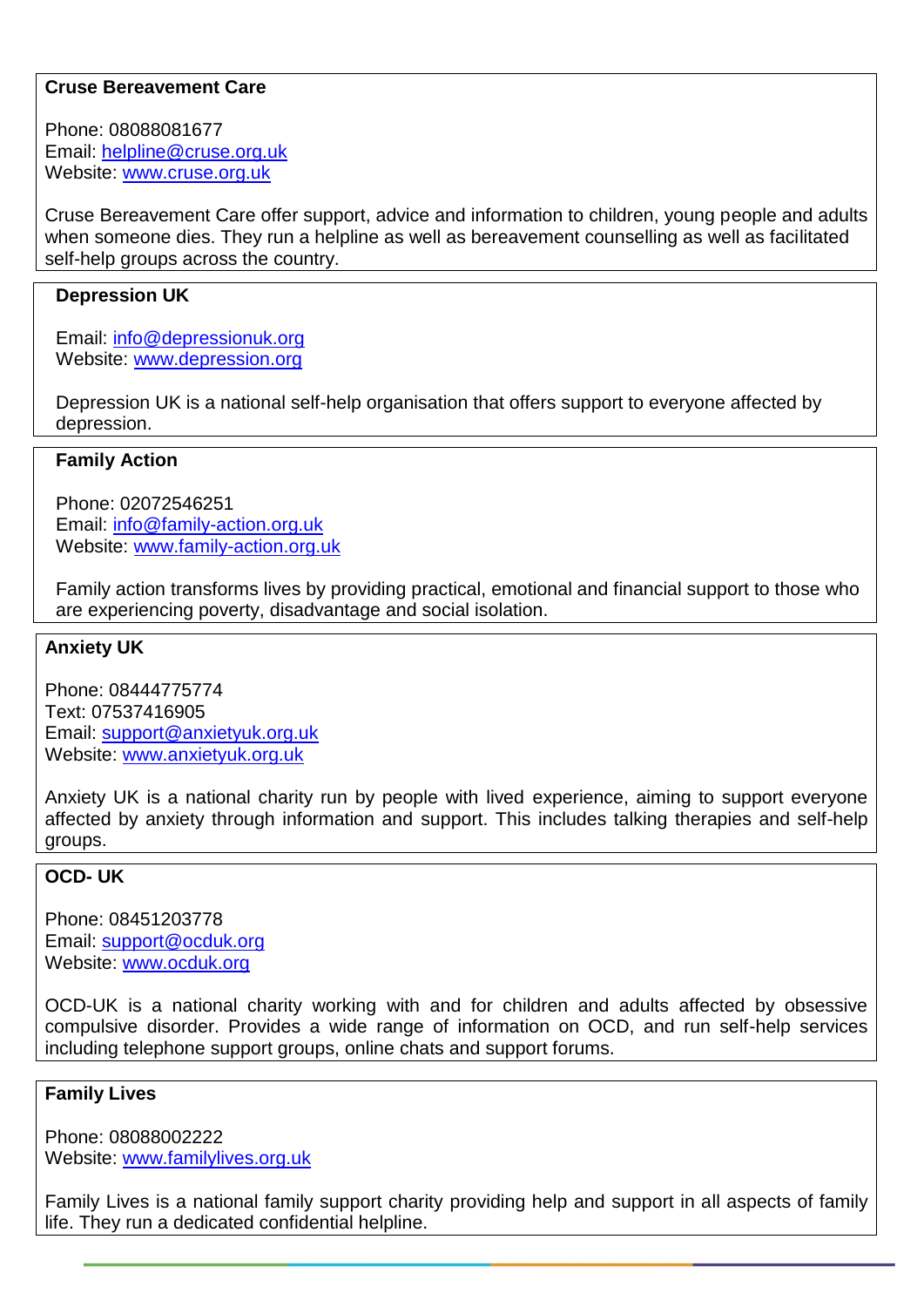**Cruse Bereavement Care**

Phone: 08088081677
Email: helpline@cruse.org.uk
Website: www.cruse.org.uk

Cruse Bereavement Care offer support, advice and information to children, young people and adults when someone dies. They run a helpline as well as bereavement counselling as well as facilitated self-help groups across the country.

**Depression UK**

Email: info@depressionuk.org
Website: www.depression.org

Depression UK is a national self-help organisation that offers support to everyone affected by depression.

**Family Action**

Phone: 02072546251
Email: info@family-action.org.uk
Website: www.family-action.org.uk

Family action transforms lives by providing practical, emotional and financial support to those who are experiencing poverty, disadvantage and social isolation.

**Anxiety UK**

Phone: 08444775774
Text: 07537416905
Email: support@anxietyuk.org.uk
Website: www.anxietyuk.org.uk

Anxiety UK is a national charity run by people with lived experience, aiming to support everyone affected by anxiety through information and support. This includes talking therapies and self-help groups.

**OCD- UK**

Phone: 08451203778
Email: support@ocduk.org
Website: www.ocduk.org

OCD-UK is a national charity working with and for children and adults affected by obsessive compulsive disorder. Provides a wide range of information on OCD, and run self-help services including telephone support groups, online chats and support forums.

**Family Lives**

Phone: 08088002222
Website: www.familylives.org.uk

Family Lives is a national family support charity providing help and support in all aspects of family life. They run a dedicated confidential helpline.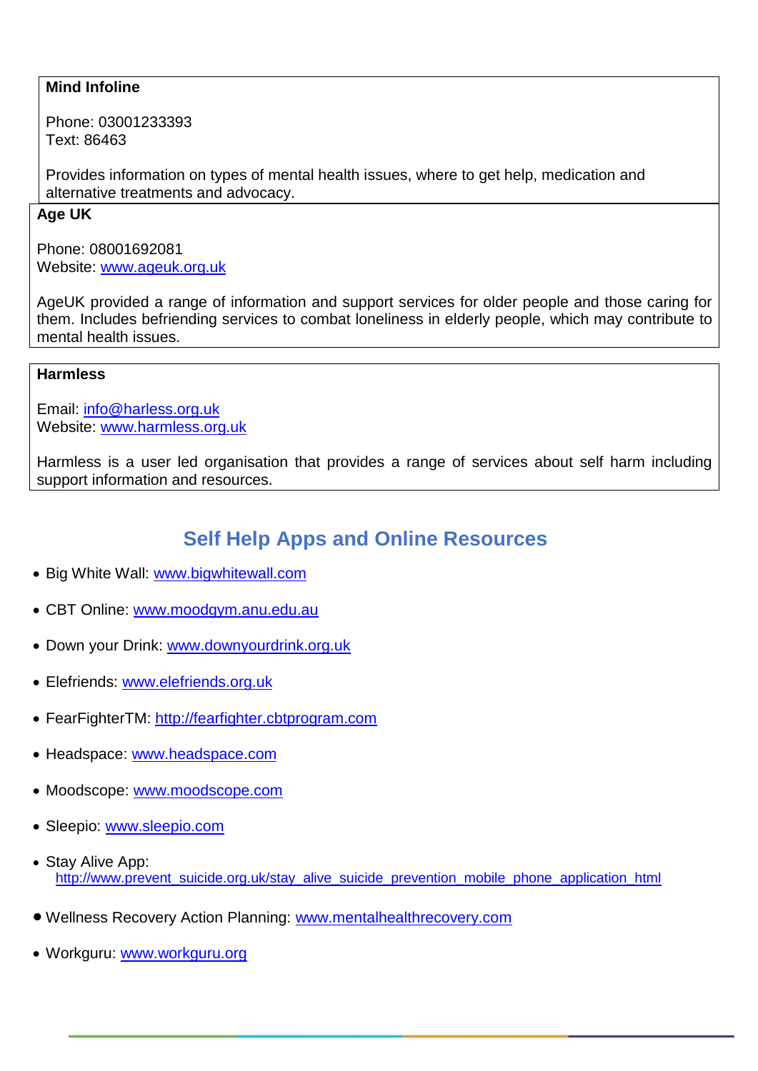**Mind Infoline**

Phone: 03001233393
Text: 86463

Provides information on types of mental health issues, where to get help, medication and alternative treatments and advocacy.

**Age UK**

Phone: 08001692081
Website: www.ageuk.org.uk

AgeUK provided a range of information and support services for older people and those caring for them. Includes befriending services to combat loneliness in elderly people, which may contribute to mental health issues.

**Harmless**

Email: info@harless.org.uk
Website: www.harmless.org.uk

Harmless is a user led organisation that provides a range of services about self harm including support information and resources.

## Self Help Apps and Online Resources

- Big White Wall: www.bigwhitewall.com
- CBT Online: www.moodgym.anu.edu.au
- Down your Drink: www.downyourdrink.org.uk
- Elefriends: www.elefriends.org.uk
- FearFighterTM: http://fearfighter.cbtprogram.com
- Headspace: www.headspace.com
- Moodscope: www.moodscope.com
- Sleepio: www.sleepio.com
- Stay Alive App: http://www.prevent_suicide.org.uk/stay_alive_suicide_prevention_mobile_phone_application_html
- Wellness Recovery Action Planning: www.mentalhealthrecovery.com
- Workguru: www.workguru.org